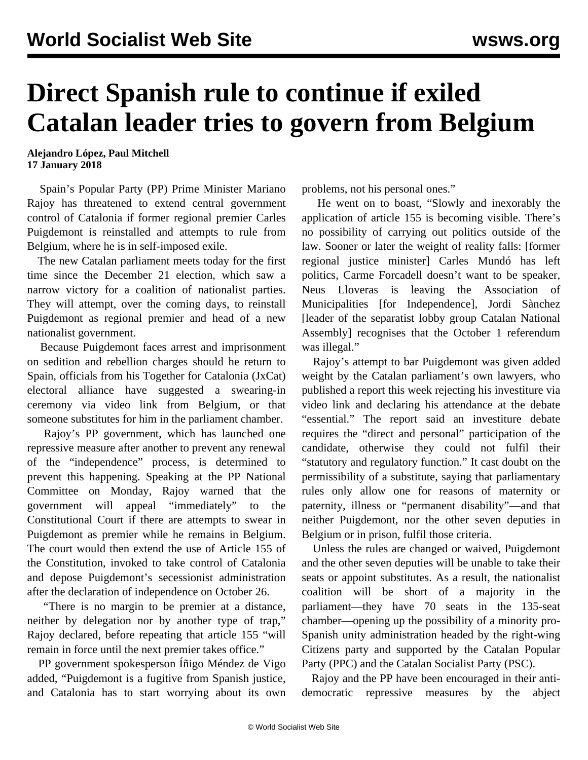# Direct Spanish rule to continue if exiled Catalan leader tries to govern from Belgium

**Alejandro López, Paul Mitchell**
**17 January 2018**

Spain's Popular Party (PP) Prime Minister Mariano Rajoy has threatened to extend central government control of Catalonia if former regional premier Carles Puigdemont is reinstalled and attempts to rule from Belgium, where he is in self-imposed exile.

The new Catalan parliament meets today for the first time since the December 21 election, which saw a narrow victory for a coalition of nationalist parties. They will attempt, over the coming days, to reinstall Puigdemont as regional premier and head of a new nationalist government.

Because Puigdemont faces arrest and imprisonment on sedition and rebellion charges should he return to Spain, officials from his Together for Catalonia (JxCat) electoral alliance have suggested a swearing-in ceremony via video link from Belgium, or that someone substitutes for him in the parliament chamber.

Rajoy's PP government, which has launched one repressive measure after another to prevent any renewal of the "independence" process, is determined to prevent this happening. Speaking at the PP National Committee on Monday, Rajoy warned that the government will appeal "immediately" to the Constitutional Court if there are attempts to swear in Puigdemont as premier while he remains in Belgium. The court would then extend the use of Article 155 of the Constitution, invoked to take control of Catalonia and depose Puigdemont's secessionist administration after the declaration of independence on October 26.

"There is no margin to be premier at a distance, neither by delegation nor by another type of trap," Rajoy declared, before repeating that article 155 "will remain in force until the next premier takes office."

PP government spokesperson Íñigo Méndez de Vigo added, "Puigdemont is a fugitive from Spanish justice, and Catalonia has to start worrying about its own problems, not his personal ones."

He went on to boast, "Slowly and inexorably the application of article 155 is becoming visible. There's no possibility of carrying out politics outside of the law. Sooner or later the weight of reality falls: [former regional justice minister] Carles Mundó has left politics, Carme Forcadell doesn't want to be speaker, Neus Lloveras is leaving the Association of Municipalities [for Independence], Jordi Sànchez [leader of the separatist lobby group Catalan National Assembly] recognises that the October 1 referendum was illegal."

Rajoy's attempt to bar Puigdemont was given added weight by the Catalan parliament's own lawyers, who published a report this week rejecting his investiture via video link and declaring his attendance at the debate "essential." The report said an investiture debate requires the "direct and personal" participation of the candidate, otherwise they could not fulfil their "statutory and regulatory function." It cast doubt on the permissibility of a substitute, saying that parliamentary rules only allow one for reasons of maternity or paternity, illness or "permanent disability"—and that neither Puigdemont, nor the other seven deputies in Belgium or in prison, fulfil those criteria.

Unless the rules are changed or waived, Puigdemont and the other seven deputies will be unable to take their seats or appoint substitutes. As a result, the nationalist coalition will be short of a majority in the parliament—they have 70 seats in the 135-seat chamber—opening up the possibility of a minority pro-Spanish unity administration headed by the right-wing Citizens party and supported by the Catalan Popular Party (PPC) and the Catalan Socialist Party (PSC).

Rajoy and the PP have been encouraged in their anti-democratic repressive measures by the abject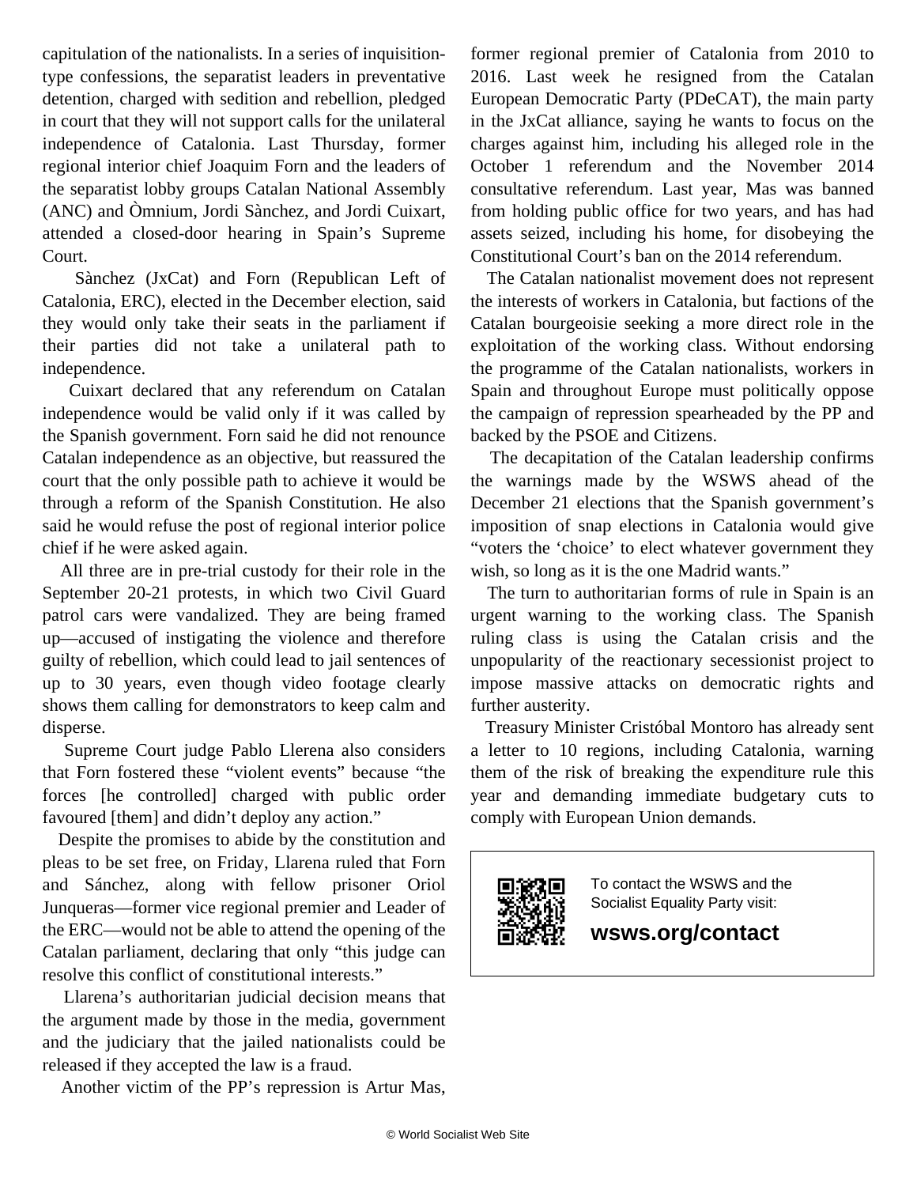capitulation of the nationalists. In a series of inquisition-type confessions, the separatist leaders in preventative detention, charged with sedition and rebellion, pledged in court that they will not support calls for the unilateral independence of Catalonia. Last Thursday, former regional interior chief Joaquim Forn and the leaders of the separatist lobby groups Catalan National Assembly (ANC) and Òmnium, Jordi Sànchez, and Jordi Cuixart, attended a closed-door hearing in Spain's Supreme Court.

Sànchez (JxCat) and Forn (Republican Left of Catalonia, ERC), elected in the December election, said they would only take their seats in the parliament if their parties did not take a unilateral path to independence.

Cuixart declared that any referendum on Catalan independence would be valid only if it was called by the Spanish government. Forn said he did not renounce Catalan independence as an objective, but reassured the court that the only possible path to achieve it would be through a reform of the Spanish Constitution. He also said he would refuse the post of regional interior police chief if he were asked again.

All three are in pre-trial custody for their role in the September 20-21 protests, in which two Civil Guard patrol cars were vandalized. They are being framed up—accused of instigating the violence and therefore guilty of rebellion, which could lead to jail sentences of up to 30 years, even though video footage clearly shows them calling for demonstrators to keep calm and disperse.

Supreme Court judge Pablo Llerena also considers that Forn fostered these "violent events" because "the forces [he controlled] charged with public order favoured [them] and didn't deploy any action."

Despite the promises to abide by the constitution and pleas to be set free, on Friday, Llarena ruled that Forn and Sánchez, along with fellow prisoner Oriol Junqueras—former vice regional premier and Leader of the ERC—would not be able to attend the opening of the Catalan parliament, declaring that only "this judge can resolve this conflict of constitutional interests."

Llarena's authoritarian judicial decision means that the argument made by those in the media, government and the judiciary that the jailed nationalists could be released if they accepted the law is a fraud.

Another victim of the PP's repression is Artur Mas, former regional premier of Catalonia from 2010 to 2016. Last week he resigned from the Catalan European Democratic Party (PDeCAT), the main party in the JxCat alliance, saying he wants to focus on the charges against him, including his alleged role in the October 1 referendum and the November 2014 consultative referendum. Last year, Mas was banned from holding public office for two years, and has had assets seized, including his home, for disobeying the Constitutional Court's ban on the 2014 referendum.

The Catalan nationalist movement does not represent the interests of workers in Catalonia, but factions of the Catalan bourgeoisie seeking a more direct role in the exploitation of the working class. Without endorsing the programme of the Catalan nationalists, workers in Spain and throughout Europe must politically oppose the campaign of repression spearheaded by the PP and backed by the PSOE and Citizens.

The decapitation of the Catalan leadership confirms the warnings made by the WSWS ahead of the December 21 elections that the Spanish government's imposition of snap elections in Catalonia would give "voters the 'choice' to elect whatever government they wish, so long as it is the one Madrid wants."

The turn to authoritarian forms of rule in Spain is an urgent warning to the working class. The Spanish ruling class is using the Catalan crisis and the unpopularity of the reactionary secessionist project to impose massive attacks on democratic rights and further austerity.

Treasury Minister Cristóbal Montoro has already sent a letter to 10 regions, including Catalonia, warning them of the risk of breaking the expenditure rule this year and demanding immediate budgetary cuts to comply with European Union demands.

To contact the WSWS and the Socialist Equality Party visit:

**wsws.org/contact**